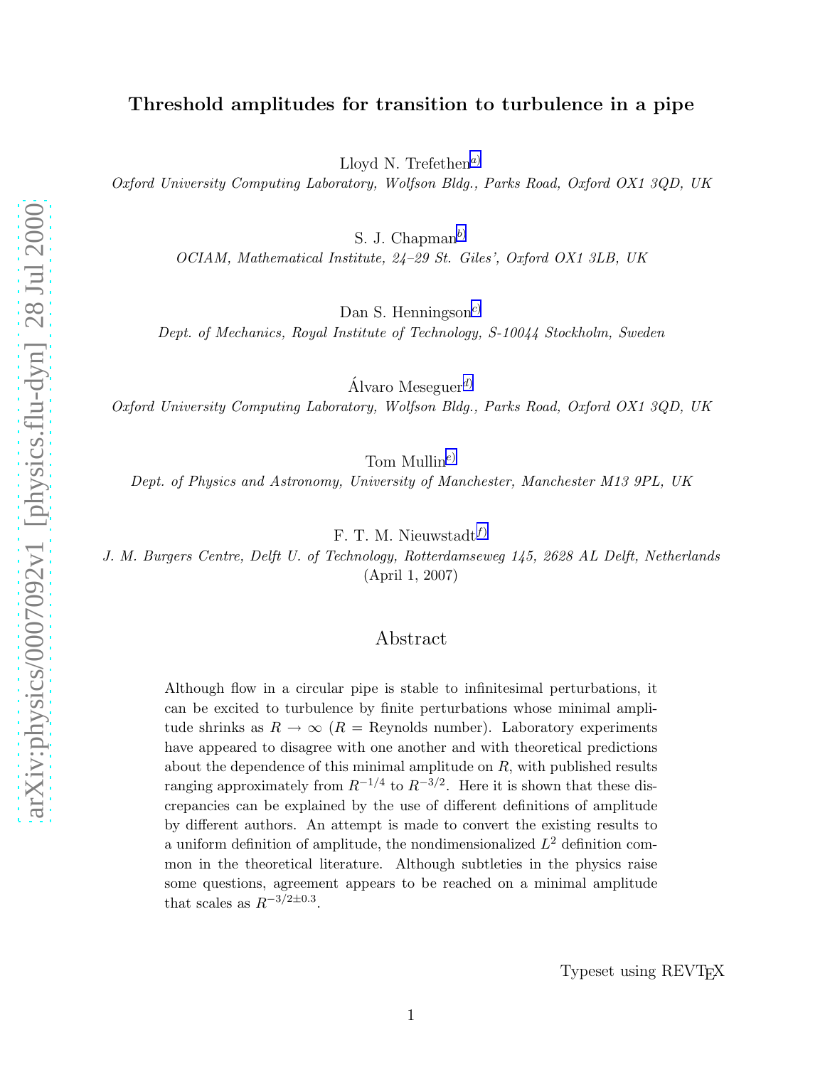# Threshold amplitudes for transition to turbulence in a pipe

Lloyd N. Trefethen[a]

*Oxford University Computing Laboratory, Wolfson Bldg., Parks Road, Oxford OX1 3QD, UK*

S. J. Chapman[b]

*OCIAM, Mathematical Institute, 24–29 St. Giles', Oxford OX1 3LB, UK*

Dan S. Henningson[c]

*Dept. of Mechanics, Royal Institute of Technology, S-10044 Stockholm, Sweden*

Álvaro Meseguer[d]

*Oxford University Computing Laboratory, Wolfson Bldg., Parks Road, Oxford OX1 3QD, UK*

Tom Mullin[e]

*Dept. of Physics and Astronomy, University of Manchester, Manchester M13 9PL, UK*

F. T. M. Nieuwstadt[f]

*J. M. Burgers Centre, Delft U. of Technology, Rotterdamseweg 145, 2628 AL Delft, Netherlands*

(April 1, 2007)

## Abstract

Although flow in a circular pipe is stable to infinitesimal perturbations, it can be excited to turbulence by finite perturbations whose minimal amplitude shrinks as $R \to \infty$ ($R$ = Reynolds number). Laboratory experiments have appeared to disagree with one another and with theoretical predictions about the dependence of this minimal amplitude on $R$, with published results ranging approximately from $R^{-1/4}$ to $R^{-3/2}$. Here it is shown that these discrepancies can be explained by the use of different definitions of amplitude by different authors. An attempt is made to convert the existing results to a uniform definition of amplitude, the nondimensionalized $L^2$ definition common in the theoretical literature. Although subtleties in the physics raise some questions, agreement appears to be reached on a minimal amplitude that scales as $R^{-3/2\pm 0.3}$.

Typeset using REVTEX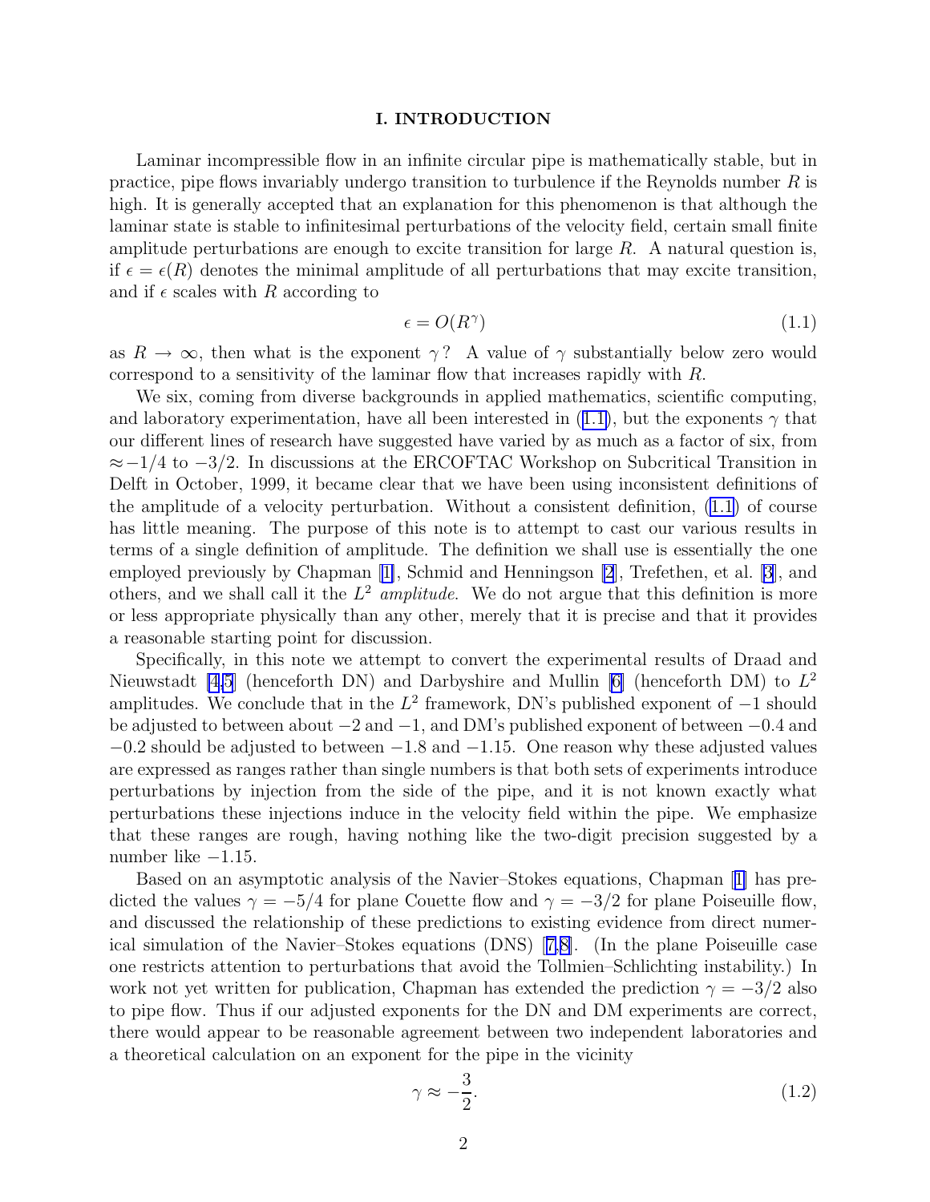## I. INTRODUCTION

Laminar incompressible flow in an infinite circular pipe is mathematically stable, but in practice, pipe flows invariably undergo transition to turbulence if the Reynolds number $R$ is high. It is generally accepted that an explanation for this phenomenon is that although the laminar state is stable to infinitesimal perturbations of the velocity field, certain small finite amplitude perturbations are enough to excite transition for large $R$. A natural question is, if $\epsilon = \epsilon(R)$ denotes the minimal amplitude of all perturbations that may excite transition, and if $\epsilon$ scales with $R$ according to

$$\epsilon = O(R^{\gamma}) \tag{1.1}$$

as $R \to \infty$, then what is the exponent $\gamma$? A value of $\gamma$ substantially below zero would correspond to a sensitivity of the laminar flow that increases rapidly with $R$.

We six, coming from diverse backgrounds in applied mathematics, scientific computing, and laboratory experimentation, have all been interested in (1.1), but the exponents $\gamma$ that our different lines of research have suggested have varied by as much as a factor of six, from $\approx -1/4$ to $-3/2$. In discussions at the ERCOFTAC Workshop on Subcritical Transition in Delft in October, 1999, it became clear that we have been using inconsistent definitions of the amplitude of a velocity perturbation. Without a consistent definition, (1.1) of course has little meaning. The purpose of this note is to attempt to cast our various results in terms of a single definition of amplitude. The definition we shall use is essentially the one employed previously by Chapman [1], Schmid and Henningson [2], Trefethen, et al. [3], and others, and we shall call it the $L^2$ *amplitude*. We do not argue that this definition is more or less appropriate physically than any other, merely that it is precise and that it provides a reasonable starting point for discussion.

Specifically, in this note we attempt to convert the experimental results of Draad and Nieuwstadt [4,5] (henceforth DN) and Darbyshire and Mullin [6] (henceforth DM) to $L^2$ amplitudes. We conclude that in the $L^2$ framework, DN's published exponent of $-1$ should be adjusted to between about $-2$ and $-1$, and DM's published exponent of between $-0.4$ and $-0.2$ should be adjusted to between $-1.8$ and $-1.15$. One reason why these adjusted values are expressed as ranges rather than single numbers is that both sets of experiments introduce perturbations by injection from the side of the pipe, and it is not known exactly what perturbations these injections induce in the velocity field within the pipe. We emphasize that these ranges are rough, having nothing like the two-digit precision suggested by a number like $-1.15$.

Based on an asymptotic analysis of the Navier–Stokes equations, Chapman [1] has predicted the values $\gamma = -5/4$ for plane Couette flow and $\gamma = -3/2$ for plane Poiseuille flow, and discussed the relationship of these predictions to existing evidence from direct numerical simulation of the Navier–Stokes equations (DNS) [7,8]. (In the plane Poiseuille case one restricts attention to perturbations that avoid the Tollmien–Schlichting instability.) In work not yet written for publication, Chapman has extended the prediction $\gamma = -3/2$ also to pipe flow. Thus if our adjusted exponents for the DN and DM experiments are correct, there would appear to be reasonable agreement between two independent laboratories and a theoretical calculation on an exponent for the pipe in the vicinity

$$\gamma \approx -\frac{3}{2}. \tag{1.2}$$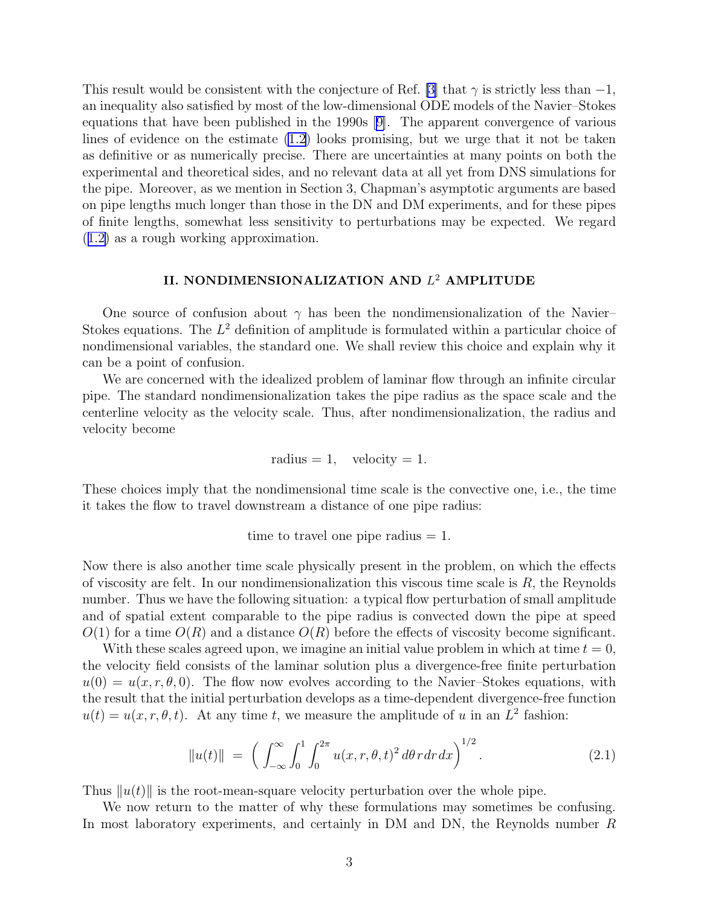This result would be consistent with the conjecture of Ref. [3] that $\gamma$ is strictly less than $-1$, an inequality also satisfied by most of the low-dimensional ODE models of the Navier–Stokes equations that have been published in the 1990s [9]. The apparent convergence of various lines of evidence on the estimate (1.2) looks promising, but we urge that it not be taken as definitive or as numerically precise. There are uncertainties at many points on both the experimental and theoretical sides, and no relevant data at all yet from DNS simulations for the pipe. Moreover, as we mention in Section 3, Chapman's asymptotic arguments are based on pipe lengths much longer than those in the DN and DM experiments, and for these pipes of finite lengths, somewhat less sensitivity to perturbations may be expected. We regard (1.2) as a rough working approximation.

## II. NONDIMENSIONALIZATION AND $L^2$ AMPLITUDE

One source of confusion about $\gamma$ has been the nondimensionalization of the Navier–Stokes equations. The $L^2$ definition of amplitude is formulated within a particular choice of nondimensional variables, the standard one. We shall review this choice and explain why it can be a point of confusion.

We are concerned with the idealized problem of laminar flow through an infinite circular pipe. The standard nondimensionalization takes the pipe radius as the space scale and the centerline velocity as the velocity scale. Thus, after nondimensionalization, the radius and velocity become

$$\text{radius} = 1, \quad \text{velocity} = 1.$$

These choices imply that the nondimensional time scale is the convective one, i.e., the time it takes the flow to travel downstream a distance of one pipe radius:

$$\text{time to travel one pipe radius} = 1.$$

Now there is also another time scale physically present in the problem, on which the effects of viscosity are felt. In our nondimensionalization this viscous time scale is $R$, the Reynolds number. Thus we have the following situation: a typical flow perturbation of small amplitude and of spatial extent comparable to the pipe radius is convected down the pipe at speed $O(1)$ for a time $O(R)$ and a distance $O(R)$ before the effects of viscosity become significant.

With these scales agreed upon, we imagine an initial value problem in which at time $t = 0$, the velocity field consists of the laminar solution plus a divergence-free finite perturbation $u(0) = u(x, r, \theta, 0)$. The flow now evolves according to the Navier–Stokes equations, with the result that the initial perturbation develops as a time-dependent divergence-free function $u(t) = u(x, r, \theta, t)$. At any time $t$, we measure the amplitude of $u$ in an $L^2$ fashion:

$$\|u(t)\| \;=\; \Big( \int_{-\infty}^{\infty} \int_0^1 \int_0^{2\pi} u(x, r, \theta, t)^2 \, d\theta \, r \, dr \, dx \Big)^{1/2}. \tag{2.1}$$

Thus $\|u(t)\|$ is the root-mean-square velocity perturbation over the whole pipe.

We now return to the matter of why these formulations may sometimes be confusing. In most laboratory experiments, and certainly in DM and DN, the Reynolds number $R$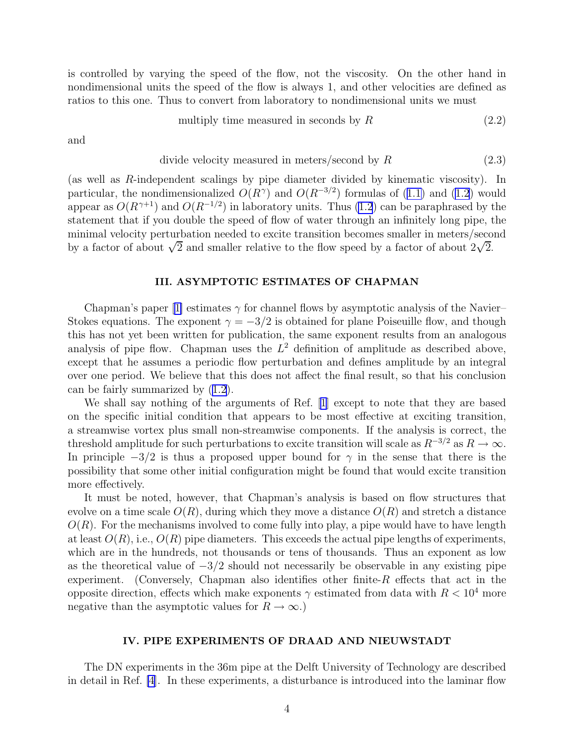is controlled by varying the speed of the flow, not the viscosity. On the other hand in nondimensional units the speed of the flow is always 1, and other velocities are defined as ratios to this one. Thus to convert from laboratory to nondimensional units we must

$$\text{multiply time measured in seconds by } R \tag{2.2}$$

and

$$\text{divide velocity measured in meters/second by } R \tag{2.3}$$

(as well as $R$-independent scalings by pipe diameter divided by kinematic viscosity). In particular, the nondimensionalized $O(R^{\gamma})$ and $O(R^{-3/2})$ formulas of (1.1) and (1.2) would appear as $O(R^{\gamma+1})$ and $O(R^{-1/2})$ in laboratory units. Thus (1.2) can be paraphrased by the statement that if you double the speed of flow of water through an infinitely long pipe, the minimal velocity perturbation needed to excite transition becomes smaller in meters/second by a factor of about $\sqrt{2}$ and smaller relative to the flow speed by a factor of about $2\sqrt{2}$.

## III. ASYMPTOTIC ESTIMATES OF CHAPMAN

Chapman's paper [1] estimates $\gamma$ for channel flows by asymptotic analysis of the Navier–Stokes equations. The exponent $\gamma = -3/2$ is obtained for plane Poiseuille flow, and though this has not yet been written for publication, the same exponent results from an analogous analysis of pipe flow. Chapman uses the $L^2$ definition of amplitude as described above, except that he assumes a periodic flow perturbation and defines amplitude by an integral over one period. We believe that this does not affect the final result, so that his conclusion can be fairly summarized by (1.2).

We shall say nothing of the arguments of Ref. [1] except to note that they are based on the specific initial condition that appears to be most effective at exciting transition, a streamwise vortex plus small non-streamwise components. If the analysis is correct, the threshold amplitude for such perturbations to excite transition will scale as $R^{-3/2}$ as $R \to \infty$. In principle $-3/2$ is thus a proposed upper bound for $\gamma$ in the sense that there is the possibility that some other initial configuration might be found that would excite transition more effectively.

It must be noted, however, that Chapman's analysis is based on flow structures that evolve on a time scale $O(R)$, during which they move a distance $O(R)$ and stretch a distance $O(R)$. For the mechanisms involved to come fully into play, a pipe would have to have length at least $O(R)$, i.e., $O(R)$ pipe diameters. This exceeds the actual pipe lengths of experiments, which are in the hundreds, not thousands or tens of thousands. Thus an exponent as low as the theoretical value of $-3/2$ should not necessarily be observable in any existing pipe experiment. (Conversely, Chapman also identifies other finite-$R$ effects that act in the opposite direction, effects which make exponents $\gamma$ estimated from data with $R < 10^4$ more negative than the asymptotic values for $R \to \infty$.)

## IV. PIPE EXPERIMENTS OF DRAAD AND NIEUWSTADT

The DN experiments in the 36m pipe at the Delft University of Technology are described in detail in Ref. [4]. In these experiments, a disturbance is introduced into the laminar flow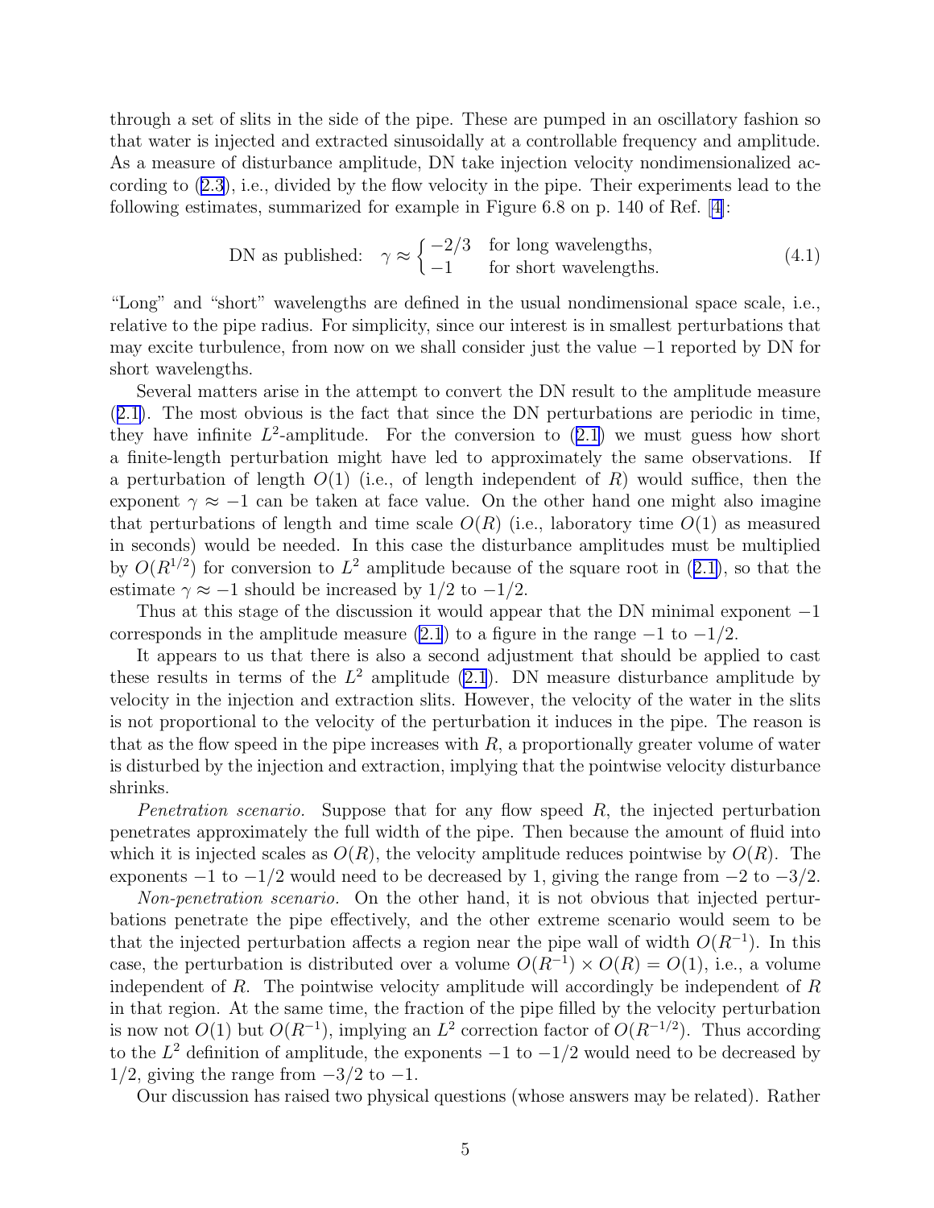through a set of slits in the side of the pipe. These are pumped in an oscillatory fashion so that water is injected and extracted sinusoidally at a controllable frequency and amplitude. As a measure of disturbance amplitude, DN take injection velocity nondimensionalized according to (2.3), i.e., divided by the flow velocity in the pipe. Their experiments lead to the following estimates, summarized for example in Figure 6.8 on p. 140 of Ref. [4]:

$$\text{DN as published:} \quad \gamma \approx \begin{cases} -2/3 & \text{for long wavelengths,} \\ -1 & \text{for short wavelengths.} \end{cases} \tag{4.1}$$

"Long" and "short" wavelengths are defined in the usual nondimensional space scale, i.e., relative to the pipe radius. For simplicity, since our interest is in smallest perturbations that may excite turbulence, from now on we shall consider just the value $-1$ reported by DN for short wavelengths.

Several matters arise in the attempt to convert the DN result to the amplitude measure (2.1). The most obvious is the fact that since the DN perturbations are periodic in time, they have infinite $L^2$-amplitude. For the conversion to (2.1) we must guess how short a finite-length perturbation might have led to approximately the same observations. If a perturbation of length $O(1)$ (i.e., of length independent of $R$) would suffice, then the exponent $\gamma \approx -1$ can be taken at face value. On the other hand one might also imagine that perturbations of length and time scale $O(R)$ (i.e., laboratory time $O(1)$ as measured in seconds) would be needed. In this case the disturbance amplitudes must be multiplied by $O(R^{1/2})$ for conversion to $L^2$ amplitude because of the square root in (2.1), so that the estimate $\gamma \approx -1$ should be increased by $1/2$ to $-1/2$.

Thus at this stage of the discussion it would appear that the DN minimal exponent $-1$ corresponds in the amplitude measure (2.1) to a figure in the range $-1$ to $-1/2$.

It appears to us that there is also a second adjustment that should be applied to cast these results in terms of the $L^2$ amplitude (2.1). DN measure disturbance amplitude by velocity in the injection and extraction slits. However, the velocity of the water in the slits is not proportional to the velocity of the perturbation it induces in the pipe. The reason is that as the flow speed in the pipe increases with $R$, a proportionally greater volume of water is disturbed by the injection and extraction, implying that the pointwise velocity disturbance shrinks.

*Penetration scenario.* Suppose that for any flow speed $R$, the injected perturbation penetrates approximately the full width of the pipe. Then because the amount of fluid into which it is injected scales as $O(R)$, the velocity amplitude reduces pointwise by $O(R)$. The exponents $-1$ to $-1/2$ would need to be decreased by 1, giving the range from $-2$ to $-3/2$.

*Non-penetration scenario.* On the other hand, it is not obvious that injected perturbations penetrate the pipe effectively, and the other extreme scenario would seem to be that the injected perturbation affects a region near the pipe wall of width $O(R^{-1})$. In this case, the perturbation is distributed over a volume $O(R^{-1}) \times O(R) = O(1)$, i.e., a volume independent of $R$. The pointwise velocity amplitude will accordingly be independent of $R$ in that region. At the same time, the fraction of the pipe filled by the velocity perturbation is now not $O(1)$ but $O(R^{-1})$, implying an $L^2$ correction factor of $O(R^{-1/2})$. Thus according to the $L^2$ definition of amplitude, the exponents $-1$ to $-1/2$ would need to be decreased by $1/2$, giving the range from $-3/2$ to $-1$.

Our discussion has raised two physical questions (whose answers may be related). Rather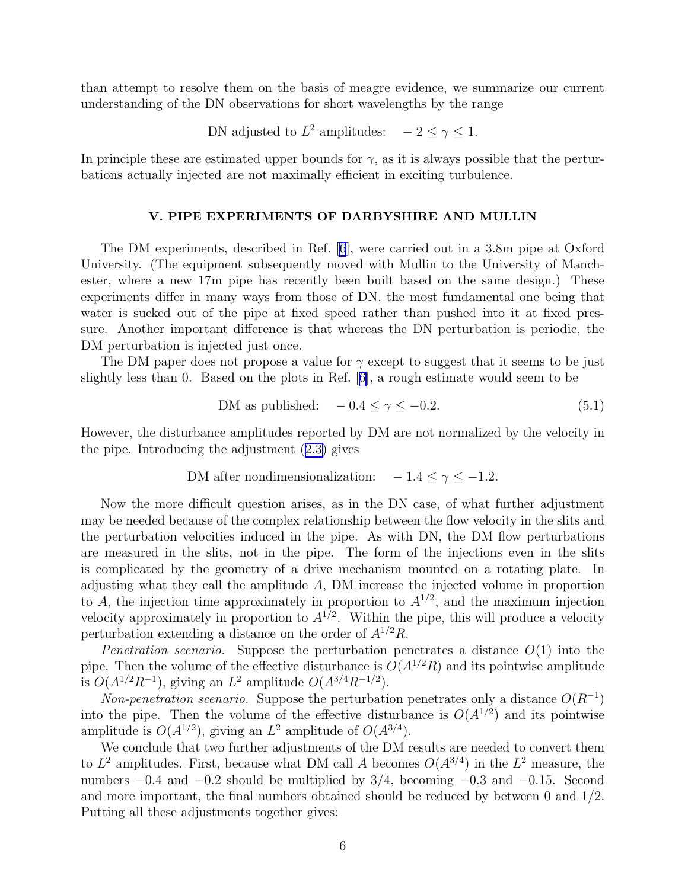than attempt to resolve them on the basis of meagre evidence, we summarize our current understanding of the DN observations for short wavelengths by the range

$$\text{DN adjusted to } L^2 \text{ amplitudes:} \quad -2 \leq \gamma \leq 1.$$

In principle these are estimated upper bounds for $\gamma$, as it is always possible that the perturbations actually injected are not maximally efficient in exciting turbulence.

## V. PIPE EXPERIMENTS OF DARBYSHIRE AND MULLIN

The DM experiments, described in Ref. [6], were carried out in a 3.8m pipe at Oxford University. (The equipment subsequently moved with Mullin to the University of Manchester, where a new 17m pipe has recently been built based on the same design.) These experiments differ in many ways from those of DN, the most fundamental one being that water is sucked out of the pipe at fixed speed rather than pushed into it at fixed pressure. Another important difference is that whereas the DN perturbation is periodic, the DM perturbation is injected just once.

The DM paper does not propose a value for $\gamma$ except to suggest that it seems to be just slightly less than 0. Based on the plots in Ref. [6], a rough estimate would seem to be

$$\text{DM as published:} \quad -0.4 \leq \gamma \leq -0.2. \tag{5.1}$$

However, the disturbance amplitudes reported by DM are not normalized by the velocity in the pipe. Introducing the adjustment (2.3) gives

$$\text{DM after nondimensionalization:} \quad -1.4 \leq \gamma \leq -1.2.$$

Now the more difficult question arises, as in the DN case, of what further adjustment may be needed because of the complex relationship between the flow velocity in the slits and the perturbation velocities induced in the pipe. As with DN, the DM flow perturbations are measured in the slits, not in the pipe. The form of the injections even in the slits is complicated by the geometry of a drive mechanism mounted on a rotating plate. In adjusting what they call the amplitude $A$, DM increase the injected volume in proportion to $A$, the injection time approximately in proportion to $A^{1/2}$, and the maximum injection velocity approximately in proportion to $A^{1/2}$. Within the pipe, this will produce a velocity perturbation extending a distance on the order of $A^{1/2}R$.

*Penetration scenario.* Suppose the perturbation penetrates a distance $O(1)$ into the pipe. Then the volume of the effective disturbance is $O(A^{1/2}R)$ and its pointwise amplitude is $O(A^{1/2}R^{-1})$, giving an $L^2$ amplitude $O(A^{3/4}R^{-1/2})$.

*Non-penetration scenario.* Suppose the perturbation penetrates only a distance $O(R^{-1})$ into the pipe. Then the volume of the effective disturbance is $O(A^{1/2})$ and its pointwise amplitude is $O(A^{1/2})$, giving an $L^2$ amplitude of $O(A^{3/4})$.

We conclude that two further adjustments of the DM results are needed to convert them to $L^2$ amplitudes. First, because what DM call $A$ becomes $O(A^{3/4})$ in the $L^2$ measure, the numbers $-0.4$ and $-0.2$ should be multiplied by $3/4$, becoming $-0.3$ and $-0.15$. Second and more important, the final numbers obtained should be reduced by between 0 and $1/2$. Putting all these adjustments together gives: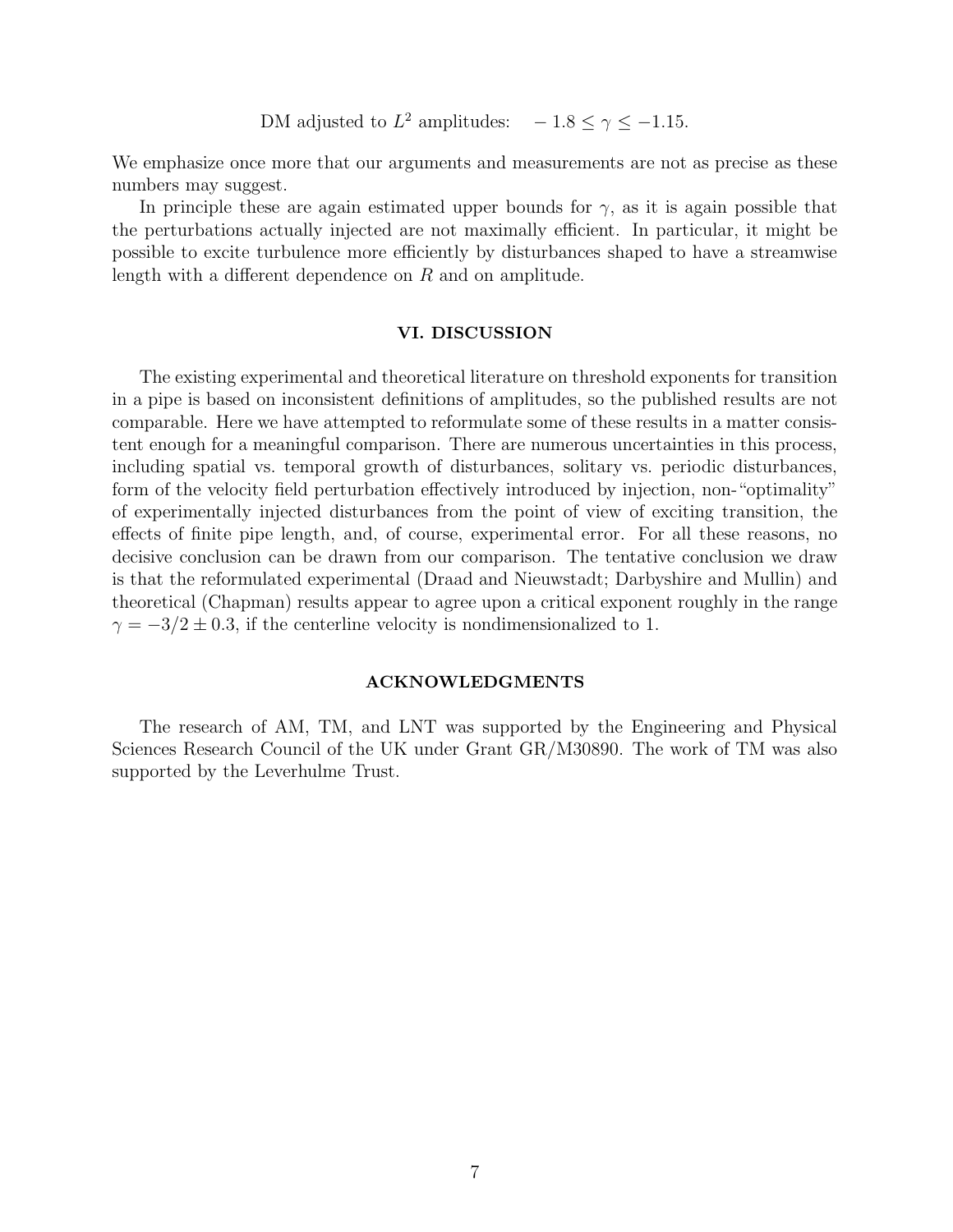$$\text{DM adjusted to } L^2 \text{ amplitudes:} \quad -1.8 \leq \gamma \leq -1.15.$$

We emphasize once more that our arguments and measurements are not as precise as these numbers may suggest.

In principle these are again estimated upper bounds for $\gamma$, as it is again possible that the perturbations actually injected are not maximally efficient. In particular, it might be possible to excite turbulence more efficiently by disturbances shaped to have a streamwise length with a different dependence on $R$ and on amplitude.

## VI. DISCUSSION

The existing experimental and theoretical literature on threshold exponents for transition in a pipe is based on inconsistent definitions of amplitudes, so the published results are not comparable. Here we have attempted to reformulate some of these results in a matter consistent enough for a meaningful comparison. There are numerous uncertainties in this process, including spatial vs. temporal growth of disturbances, solitary vs. periodic disturbances, form of the velocity field perturbation effectively introduced by injection, non-"optimality" of experimentally injected disturbances from the point of view of exciting transition, the effects of finite pipe length, and, of course, experimental error. For all these reasons, no decisive conclusion can be drawn from our comparison. The tentative conclusion we draw is that the reformulated experimental (Draad and Nieuwstadt; Darbyshire and Mullin) and theoretical (Chapman) results appear to agree upon a critical exponent roughly in the range $\gamma = -3/2 \pm 0.3$, if the centerline velocity is nondimensionalized to 1.

## ACKNOWLEDGMENTS

The research of AM, TM, and LNT was supported by the Engineering and Physical Sciences Research Council of the UK under Grant GR/M30890. The work of TM was also supported by the Leverhulme Trust.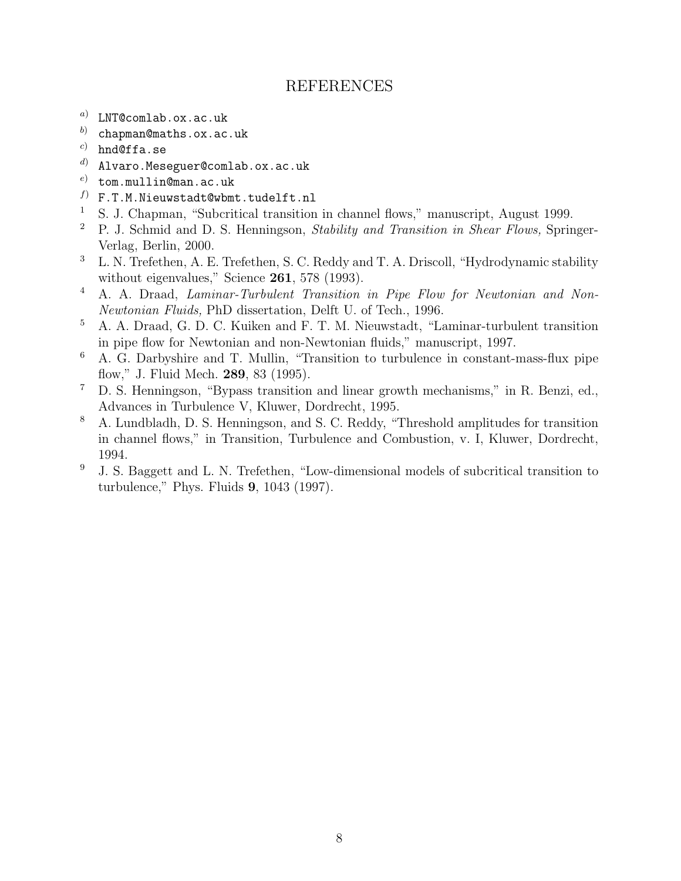# REFERENCES

[a] LNT@comlab.ox.ac.uk

[b] chapman@maths.ox.ac.uk

[c] hnd@ffa.se

[d] Alvaro.Meseguer@comlab.ox.ac.uk

[e] tom.mullin@man.ac.uk

[f] F.T.M.Nieuwstadt@wbmt.tudelft.nl

[1] S. J. Chapman, "Subcritical transition in channel flows," manuscript, August 1999.

[2] P. J. Schmid and D. S. Henningson, *Stability and Transition in Shear Flows,* Springer-Verlag, Berlin, 2000.

[3] L. N. Trefethen, A. E. Trefethen, S. C. Reddy and T. A. Driscoll, "Hydrodynamic stability without eigenvalues," Science **261**, 578 (1993).

[4] A. A. Draad, *Laminar-Turbulent Transition in Pipe Flow for Newtonian and Non-Newtonian Fluids,* PhD dissertation, Delft U. of Tech., 1996.

[5] A. A. Draad, G. D. C. Kuiken and F. T. M. Nieuwstadt, "Laminar-turbulent transition in pipe flow for Newtonian and non-Newtonian fluids," manuscript, 1997.

[6] A. G. Darbyshire and T. Mullin, "Transition to turbulence in constant-mass-flux pipe flow," J. Fluid Mech. **289**, 83 (1995).

[7] D. S. Henningson, "Bypass transition and linear growth mechanisms," in R. Benzi, ed., Advances in Turbulence V, Kluwer, Dordrecht, 1995.

[8] A. Lundbladh, D. S. Henningson, and S. C. Reddy, "Threshold amplitudes for transition in channel flows," in Transition, Turbulence and Combustion, v. I, Kluwer, Dordrecht, 1994.

[9] J. S. Baggett and L. N. Trefethen, "Low-dimensional models of subcritical transition to turbulence," Phys. Fluids **9**, 1043 (1997).